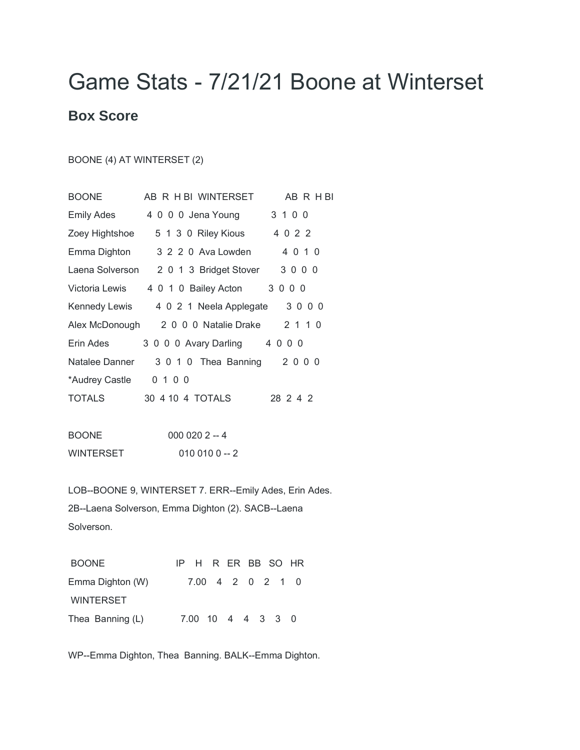# Game Stats - 7/21/21 Boone at Winterset

## Box Score

BOONE (4) AT WINTERSET (2)

| BOONE | AB | R | H | BI | WINTERSET | AB | R | H | BI |
|---|---|---|---|---|---|---|---|---|---|
| Emily Ades | 4 | 0 | 0 | 0 | Jena Young | 3 | 1 | 0 | 0 |
| Zoey Hightshoe | 5 | 1 | 3 | 0 | Riley Kious | 4 | 0 | 2 | 2 |
| Emma Dighton | 3 | 2 | 2 | 0 | Ava Lowden | 4 | 0 | 1 | 0 |
| Laena Solverson | 2 | 0 | 1 | 3 | Bridget Stover | 3 | 0 | 0 | 0 |
| Victoria Lewis | 4 | 0 | 1 | 0 | Bailey Acton | 3 | 0 | 0 | 0 |
| Kennedy Lewis | 4 | 0 | 2 | 1 | Neela Applegate | 3 | 0 | 0 | 0 |
| Alex McDonough | 2 | 0 | 0 | 0 | Natalie Drake | 2 | 1 | 1 | 0 |
| Erin Ades | 3 | 0 | 0 | 0 | Avary Darling | 4 | 0 | 0 | 0 |
| Natalee Danner | 3 | 0 | 1 | 0 | Thea Banning | 2 | 0 | 0 | 0 |
| *Audrey Castle | 0 | 1 | 0 | 0 | | | | | |
| TOTALS | 30 | 4 | 10 | 4 | TOTALS | 28 | 2 | 4 | 2 |

BOONE 000 020 2 -- 4

WINTERSET 010 010 0 -- 2

LOB--BOONE 9, WINTERSET 7. ERR--Emily Ades, Erin Ades. 2B--Laena Solverson, Emma Dighton (2). SACB--Laena Solverson.

| BOONE | IP | H | R | ER | BB | SO | HR |
|---|---|---|---|---|---|---|---|
| Emma Dighton (W) | 7.00 | 4 | 2 | 0 | 2 | 1 | 0 |
| WINTERSET | | | | | | | |
| Thea Banning (L) | 7.00 | 10 | 4 | 4 | 3 | 3 | 0 |

WP--Emma Dighton, Thea Banning. BALK--Emma Dighton.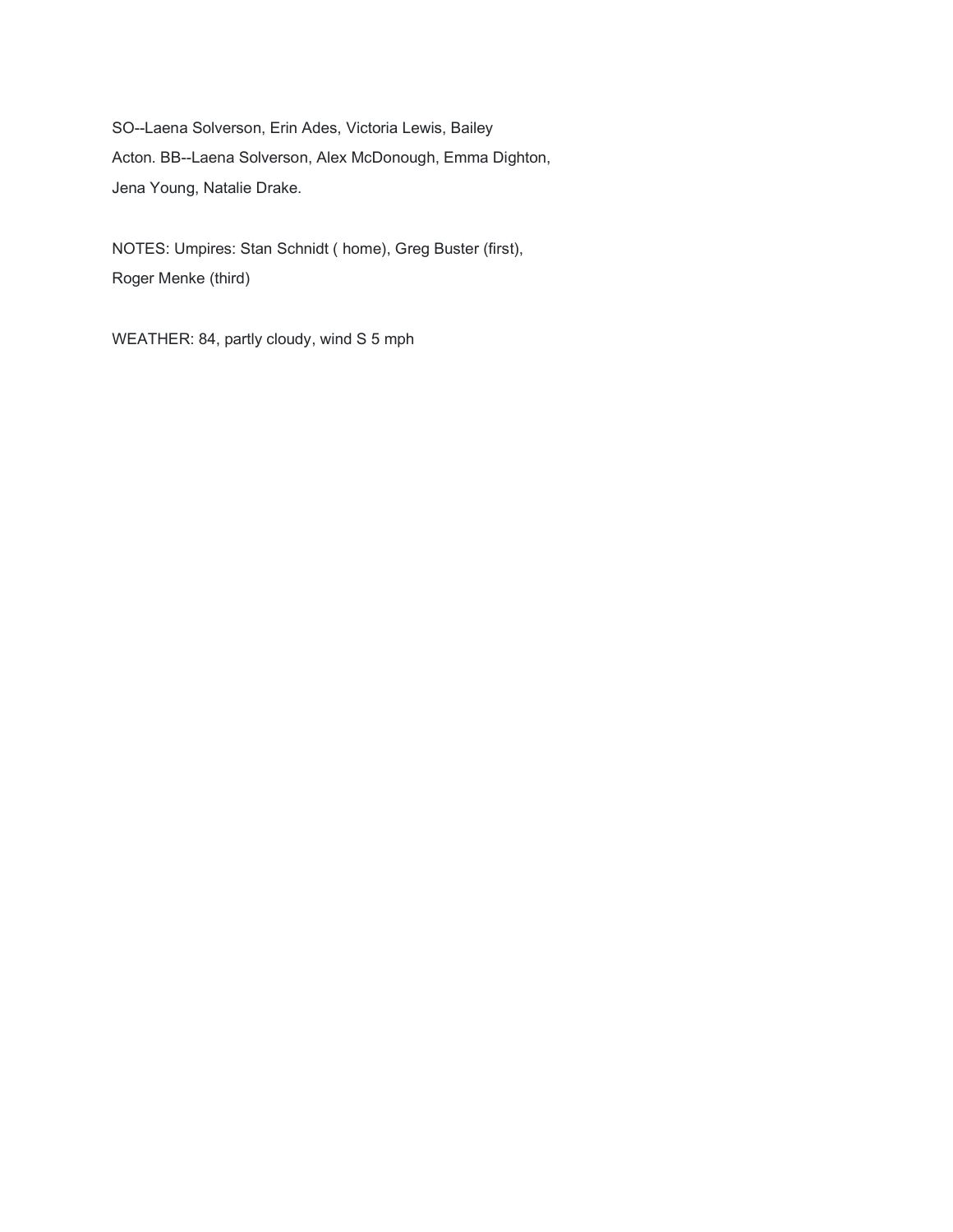SO--Laena Solverson, Erin Ades, Victoria Lewis, Bailey Acton. BB--Laena Solverson, Alex McDonough, Emma Dighton, Jena Young, Natalie Drake.

NOTES: Umpires: Stan Schnidt ( home), Greg Buster (first), Roger Menke (third)

WEATHER: 84, partly cloudy, wind S 5 mph